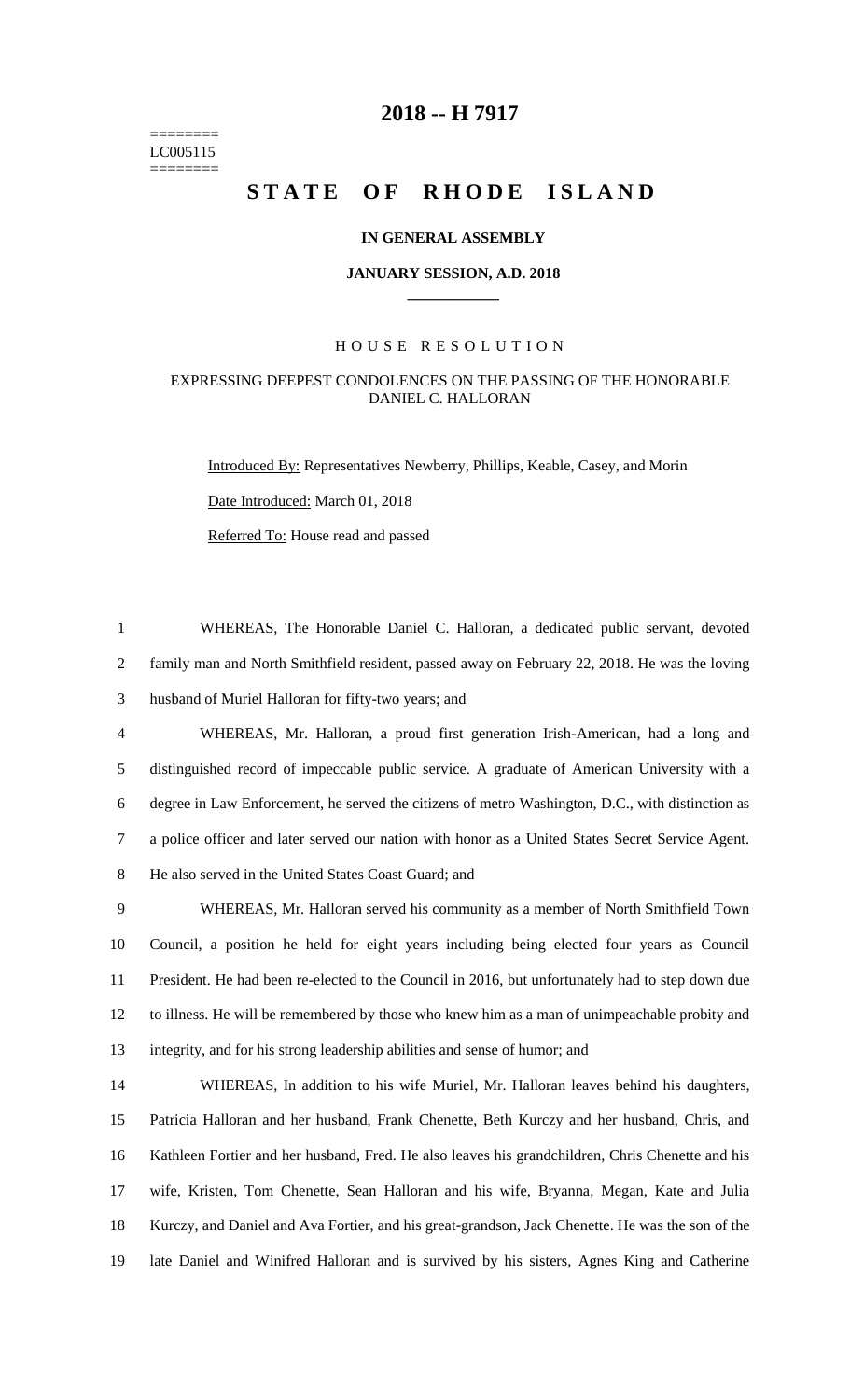========
LC005115
========

# 2018 -- H 7917

# STATE OF RHODE ISLAND

### IN GENERAL ASSEMBLY

### JANUARY SESSION, A.D. 2018

## HOUSE RESOLUTION

### EXPRESSING DEEPEST CONDOLENCES ON THE PASSING OF THE HONORABLE DANIEL C. HALLORAN

Introduced By: Representatives Newberry, Phillips, Keable, Casey, and Morin

Date Introduced: March 01, 2018

Referred To: House read and passed

WHEREAS, The Honorable Daniel C. Halloran, a dedicated public servant, devoted family man and North Smithfield resident, passed away on February 22, 2018. He was the loving husband of Muriel Halloran for fifty-two years; and

WHEREAS, Mr. Halloran, a proud first generation Irish-American, had a long and distinguished record of impeccable public service. A graduate of American University with a degree in Law Enforcement, he served the citizens of metro Washington, D.C., with distinction as a police officer and later served our nation with honor as a United States Secret Service Agent. He also served in the United States Coast Guard; and

WHEREAS, Mr. Halloran served his community as a member of North Smithfield Town Council, a position he held for eight years including being elected four years as Council President. He had been re-elected to the Council in 2016, but unfortunately had to step down due to illness. He will be remembered by those who knew him as a man of unimpeachable probity and integrity, and for his strong leadership abilities and sense of humor; and

WHEREAS, In addition to his wife Muriel, Mr. Halloran leaves behind his daughters, Patricia Halloran and her husband, Frank Chenette, Beth Kurczy and her husband, Chris, and Kathleen Fortier and her husband, Fred. He also leaves his grandchildren, Chris Chenette and his wife, Kristen, Tom Chenette, Sean Halloran and his wife, Bryanna, Megan, Kate and Julia Kurczy, and Daniel and Ava Fortier, and his great-grandson, Jack Chenette. He was the son of the late Daniel and Winifred Halloran and is survived by his sisters, Agnes King and Catherine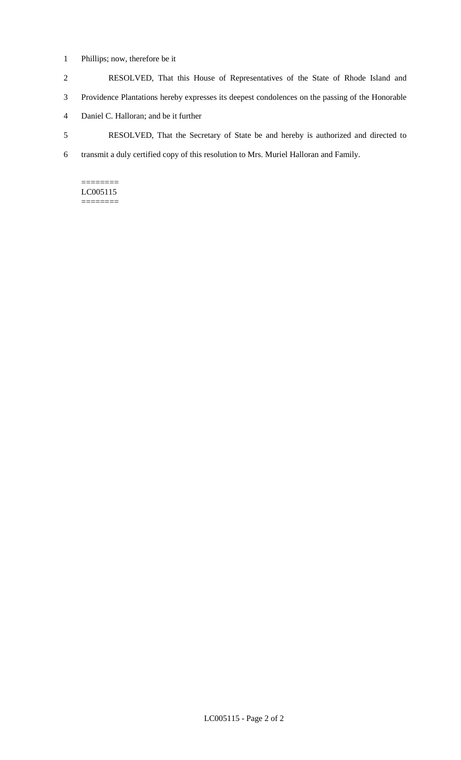Phillips; now, therefore be it

RESOLVED, That this House of Representatives of the State of Rhode Island and Providence Plantations hereby expresses its deepest condolences on the passing of the Honorable Daniel C. Halloran; and be it further

RESOLVED, That the Secretary of State be and hereby is authorized and directed to transmit a duly certified copy of this resolution to Mrs. Muriel Halloran and Family.

========
LC005115
========